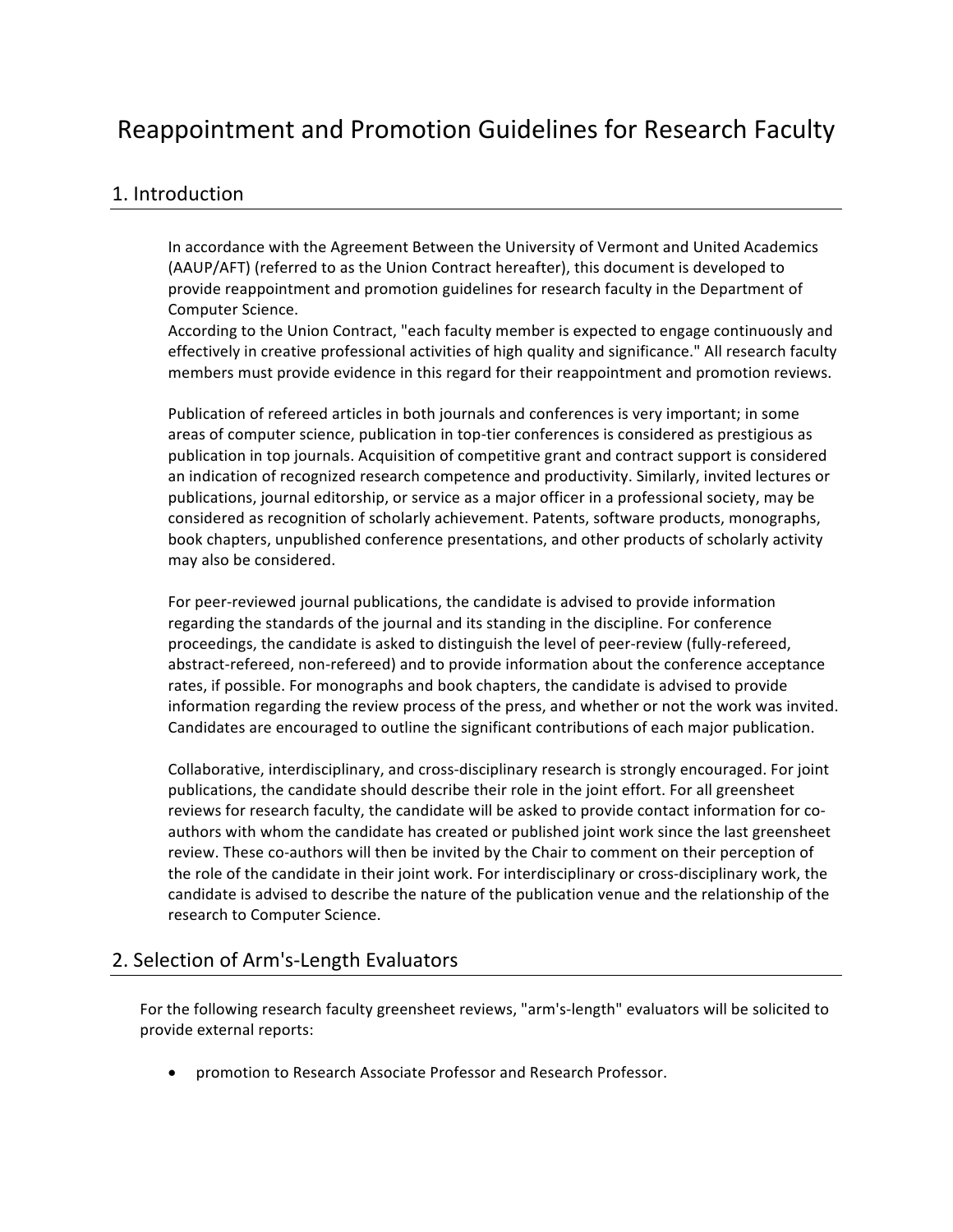# Reappointment and Promotion Guidelines for Research Faculty

## 1. Introduction

In accordance with the Agreement Between the University of Vermont and United Academics (AAUP/AFT) (referred to as the Union Contract hereafter), this document is developed to provide reappointment and promotion guidelines for research faculty in the Department of Computer Science.
According to the Union Contract, "each faculty member is expected to engage continuously and effectively in creative professional activities of high quality and significance." All research faculty members must provide evidence in this regard for their reappointment and promotion reviews.

Publication of refereed articles in both journals and conferences is very important; in some areas of computer science, publication in top-tier conferences is considered as prestigious as publication in top journals. Acquisition of competitive grant and contract support is considered an indication of recognized research competence and productivity. Similarly, invited lectures or publications, journal editorship, or service as a major officer in a professional society, may be considered as recognition of scholarly achievement. Patents, software products, monographs, book chapters, unpublished conference presentations, and other products of scholarly activity may also be considered.

For peer-reviewed journal publications, the candidate is advised to provide information regarding the standards of the journal and its standing in the discipline. For conference proceedings, the candidate is asked to distinguish the level of peer-review (fully-refereed, abstract-refereed, non-refereed) and to provide information about the conference acceptance rates, if possible. For monographs and book chapters, the candidate is advised to provide information regarding the review process of the press, and whether or not the work was invited. Candidates are encouraged to outline the significant contributions of each major publication.

Collaborative, interdisciplinary, and cross-disciplinary research is strongly encouraged. For joint publications, the candidate should describe their role in the joint effort. For all greensheet reviews for research faculty, the candidate will be asked to provide contact information for co-authors with whom the candidate has created or published joint work since the last greensheet review. These co-authors will then be invited by the Chair to comment on their perception of the role of the candidate in their joint work. For interdisciplinary or cross-disciplinary work, the candidate is advised to describe the nature of the publication venue and the relationship of the research to Computer Science.

## 2. Selection of Arm's-Length Evaluators

For the following research faculty greensheet reviews, "arm's-length" evaluators will be solicited to provide external reports:

- promotion to Research Associate Professor and Research Professor.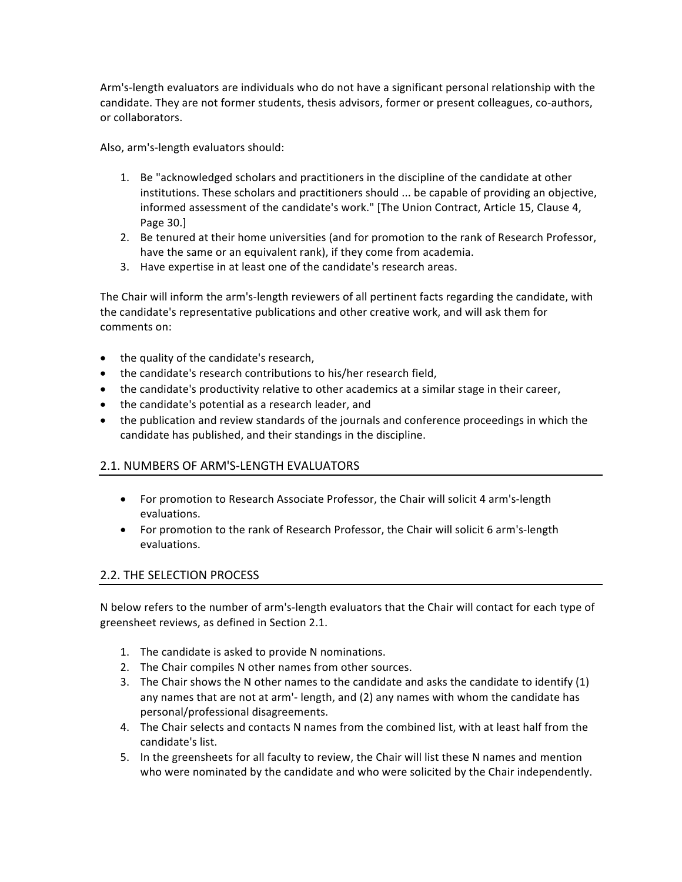Arm's-length evaluators are individuals who do not have a significant personal relationship with the candidate. They are not former students, thesis advisors, former or present colleagues, co-authors, or collaborators.

Also, arm's-length evaluators should:

1. Be "acknowledged scholars and practitioners in the discipline of the candidate at other institutions. These scholars and practitioners should ... be capable of providing an objective, informed assessment of the candidate's work." [The Union Contract, Article 15, Clause 4, Page 30.]
2. Be tenured at their home universities (and for promotion to the rank of Research Professor, have the same or an equivalent rank), if they come from academia.
3. Have expertise in at least one of the candidate's research areas.

The Chair will inform the arm's-length reviewers of all pertinent facts regarding the candidate, with the candidate's representative publications and other creative work, and will ask them for comments on:

- the quality of the candidate's research,
- the candidate's research contributions to his/her research field,
- the candidate's productivity relative to other academics at a similar stage in their career,
- the candidate's potential as a research leader, and
- the publication and review standards of the journals and conference proceedings in which the candidate has published, and their standings in the discipline.

## 2.1. NUMBERS OF ARM'S-LENGTH EVALUATORS

- For promotion to Research Associate Professor, the Chair will solicit 4 arm's-length evaluations.
- For promotion to the rank of Research Professor, the Chair will solicit 6 arm's-length evaluations.

## 2.2. THE SELECTION PROCESS

N below refers to the number of arm's-length evaluators that the Chair will contact for each type of greensheet reviews, as defined in Section 2.1.

1. The candidate is asked to provide N nominations.
2. The Chair compiles N other names from other sources.
3. The Chair shows the N other names to the candidate and asks the candidate to identify (1) any names that are not at arm'- length, and (2) any names with whom the candidate has personal/professional disagreements.
4. The Chair selects and contacts N names from the combined list, with at least half from the candidate's list.
5. In the greensheets for all faculty to review, the Chair will list these N names and mention who were nominated by the candidate and who were solicited by the Chair independently.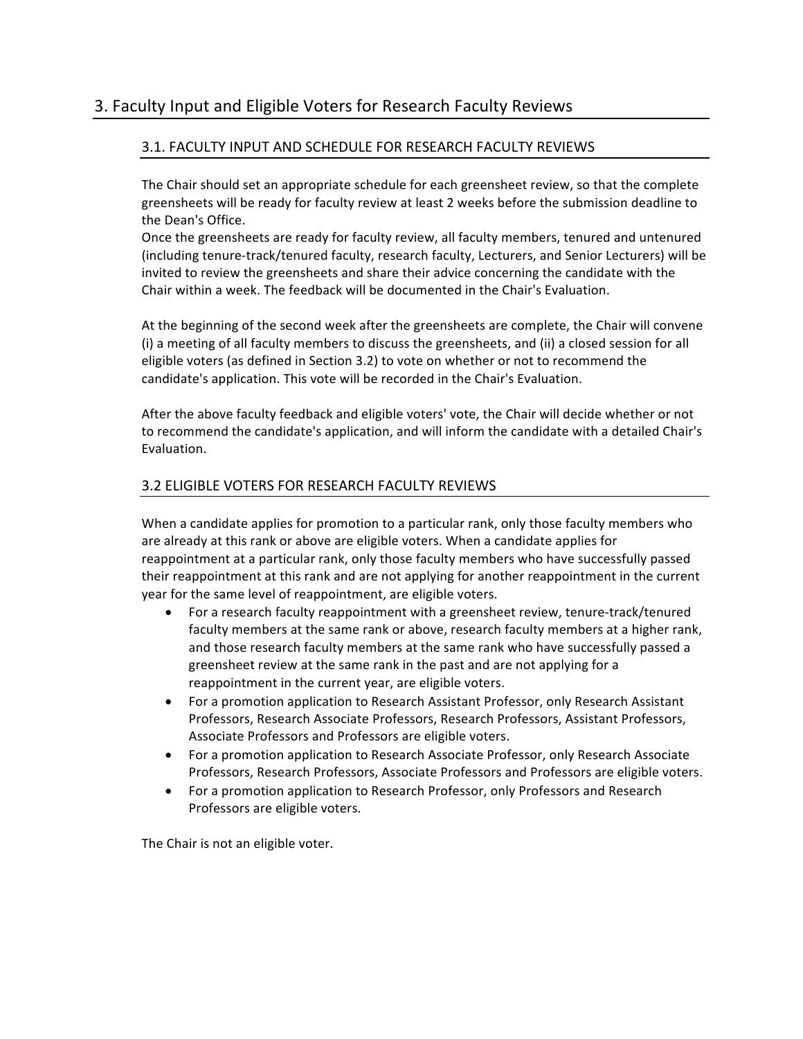# 3. Faculty Input and Eligible Voters for Research Faculty Reviews

## 3.1. FACULTY INPUT AND SCHEDULE FOR RESEARCH FACULTY REVIEWS

The Chair should set an appropriate schedule for each greensheet review, so that the complete greensheets will be ready for faculty review at least 2 weeks before the submission deadline to the Dean's Office.
Once the greensheets are ready for faculty review, all faculty members, tenured and untenured (including tenure-track/tenured faculty, research faculty, Lecturers, and Senior Lecturers) will be invited to review the greensheets and share their advice concerning the candidate with the Chair within a week. The feedback will be documented in the Chair's Evaluation.

At the beginning of the second week after the greensheets are complete, the Chair will convene (i) a meeting of all faculty members to discuss the greensheets, and (ii) a closed session for all eligible voters (as defined in Section 3.2) to vote on whether or not to recommend the candidate's application. This vote will be recorded in the Chair's Evaluation.

After the above faculty feedback and eligible voters' vote, the Chair will decide whether or not to recommend the candidate's application, and will inform the candidate with a detailed Chair's Evaluation.

## 3.2 ELIGIBLE VOTERS FOR RESEARCH FACULTY REVIEWS

When a candidate applies for promotion to a particular rank, only those faculty members who are already at this rank or above are eligible voters. When a candidate applies for reappointment at a particular rank, only those faculty members who have successfully passed their reappointment at this rank and are not applying for another reappointment in the current year for the same level of reappointment, are eligible voters.

- For a research faculty reappointment with a greensheet review, tenure-track/tenured faculty members at the same rank or above, research faculty members at a higher rank, and those research faculty members at the same rank who have successfully passed a greensheet review at the same rank in the past and are not applying for a reappointment in the current year, are eligible voters.
- For a promotion application to Research Assistant Professor, only Research Assistant Professors, Research Associate Professors, Research Professors, Assistant Professors, Associate Professors and Professors are eligible voters.
- For a promotion application to Research Associate Professor, only Research Associate Professors, Research Professors, Associate Professors and Professors are eligible voters.
- For a promotion application to Research Professor, only Professors and Research Professors are eligible voters.

The Chair is not an eligible voter.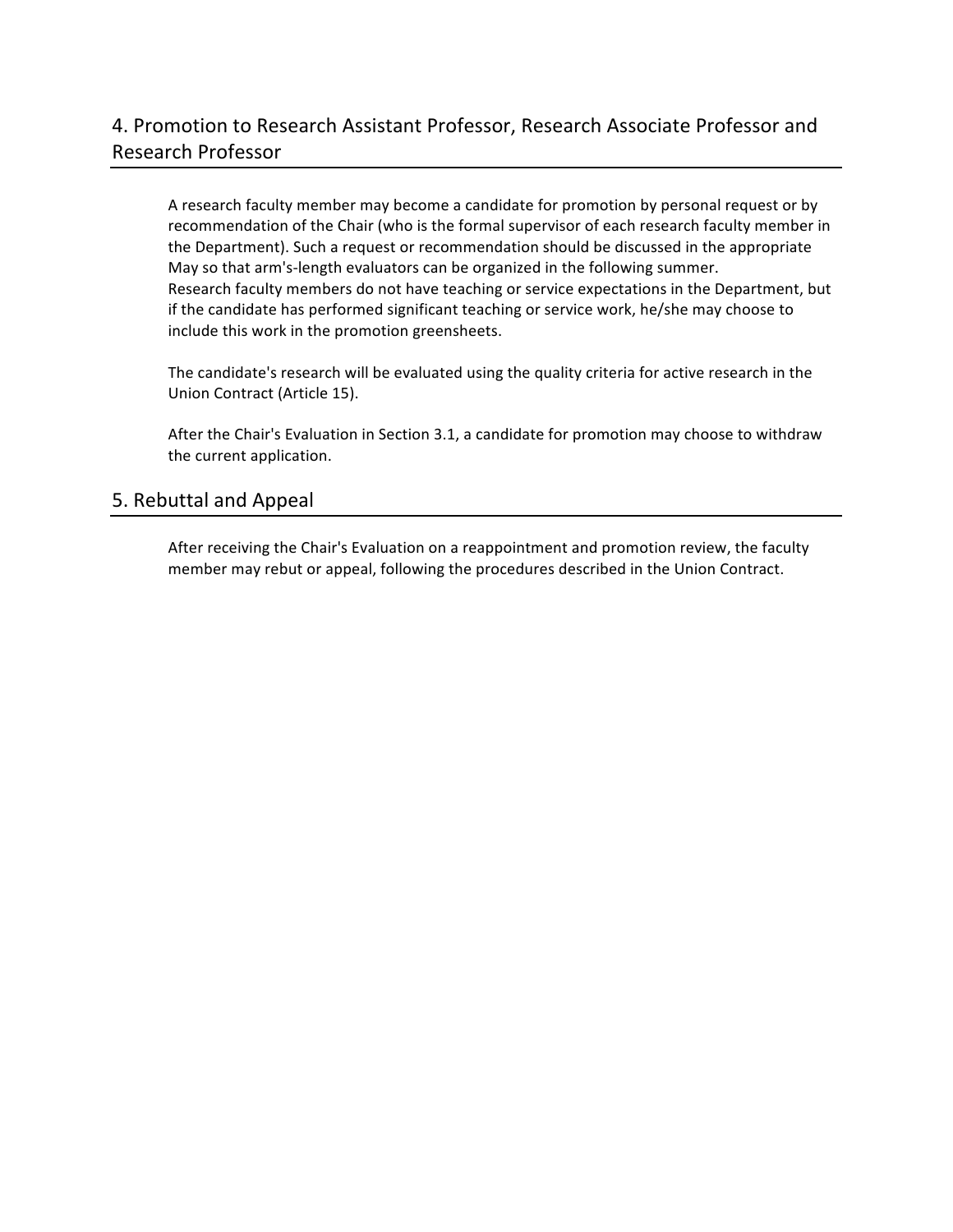## 4. Promotion to Research Assistant Professor, Research Associate Professor and Research Professor

A research faculty member may become a candidate for promotion by personal request or by recommendation of the Chair (who is the formal supervisor of each research faculty member in the Department). Such a request or recommendation should be discussed in the appropriate May so that arm's-length evaluators can be organized in the following summer.
Research faculty members do not have teaching or service expectations in the Department, but if the candidate has performed significant teaching or service work, he/she may choose to include this work in the promotion greensheets.

The candidate's research will be evaluated using the quality criteria for active research in the Union Contract (Article 15).

After the Chair's Evaluation in Section 3.1, a candidate for promotion may choose to withdraw the current application.

## 5. Rebuttal and Appeal

After receiving the Chair's Evaluation on a reappointment and promotion review, the faculty member may rebut or appeal, following the procedures described in the Union Contract.